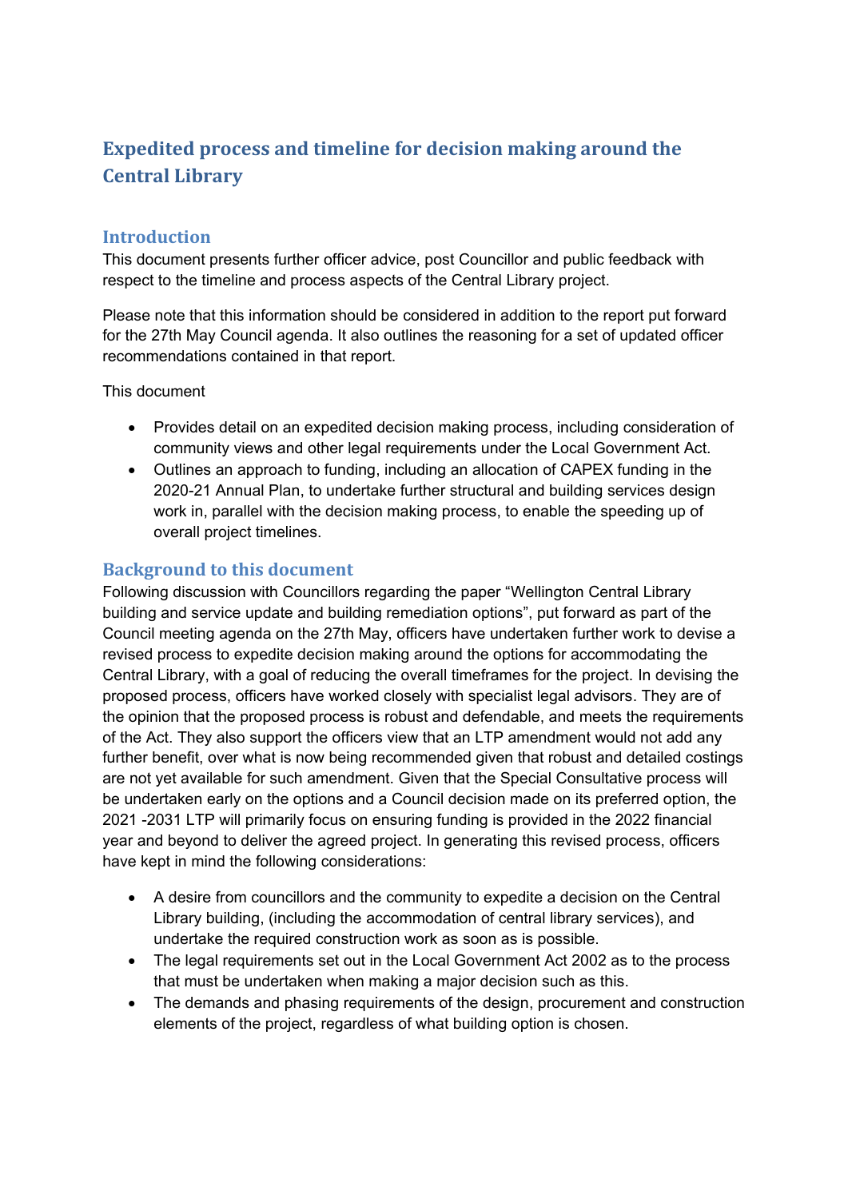# Expedited process and timeline for decision making around the Central Library

## Introduction

This document presents further officer advice, post Councillor and public feedback with respect to the timeline and process aspects of the Central Library project.

Please note that this information should be considered in addition to the report put forward for the 27th May Council agenda. It also outlines the reasoning for a set of updated officer recommendations contained in that report.

This document

- Provides detail on an expedited decision making process, including consideration of community views and other legal requirements under the Local Government Act.
- Outlines an approach to funding, including an allocation of CAPEX funding in the 2020-21 Annual Plan, to undertake further structural and building services design work in, parallel with the decision making process, to enable the speeding up of overall project timelines.

## Background to this document

Following discussion with Councillors regarding the paper "Wellington Central Library building and service update and building remediation options", put forward as part of the Council meeting agenda on the 27th May, officers have undertaken further work to devise a revised process to expedite decision making around the options for accommodating the Central Library, with a goal of reducing the overall timeframes for the project. In devising the proposed process, officers have worked closely with specialist legal advisors. They are of the opinion that the proposed process is robust and defendable, and meets the requirements of the Act. They also support the officers view that an LTP amendment would not add any further benefit, over what is now being recommended given that robust and detailed costings are not yet available for such amendment. Given that the Special Consultative process will be undertaken early on the options and a Council decision made on its preferred option, the 2021 -2031 LTP will primarily focus on ensuring funding is provided in the 2022 financial year and beyond to deliver the agreed project. In generating this revised process, officers have kept in mind the following considerations:

- A desire from councillors and the community to expedite a decision on the Central Library building, (including the accommodation of central library services), and undertake the required construction work as soon as is possible.
- The legal requirements set out in the Local Government Act 2002 as to the process that must be undertaken when making a major decision such as this.
- The demands and phasing requirements of the design, procurement and construction elements of the project, regardless of what building option is chosen.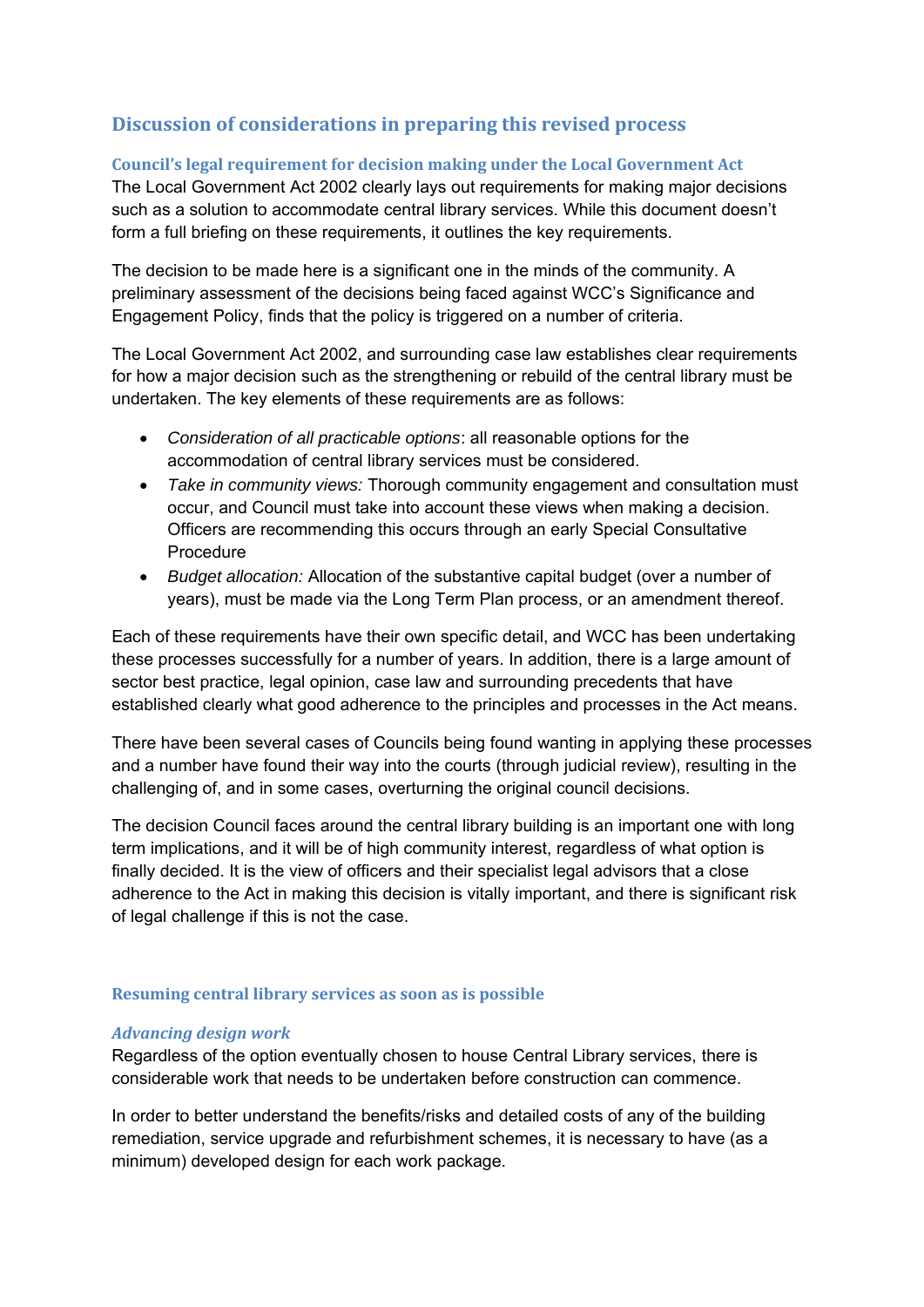## Discussion of considerations in preparing this revised process

### Council's legal requirement for decision making under the Local Government Act

The Local Government Act 2002 clearly lays out requirements for making major decisions such as a solution to accommodate central library services. While this document doesn't form a full briefing on these requirements, it outlines the key requirements.

The decision to be made here is a significant one in the minds of the community. A preliminary assessment of the decisions being faced against WCC's Significance and Engagement Policy, finds that the policy is triggered on a number of criteria.

The Local Government Act 2002, and surrounding case law establishes clear requirements for how a major decision such as the strengthening or rebuild of the central library must be undertaken. The key elements of these requirements are as follows:

- *Consideration of all practicable options*: all reasonable options for the accommodation of central library services must be considered.
- *Take in community views:* Thorough community engagement and consultation must occur, and Council must take into account these views when making a decision. Officers are recommending this occurs through an early Special Consultative Procedure
- *Budget allocation:* Allocation of the substantive capital budget (over a number of years), must be made via the Long Term Plan process, or an amendment thereof.

Each of these requirements have their own specific detail, and WCC has been undertaking these processes successfully for a number of years. In addition, there is a large amount of sector best practice, legal opinion, case law and surrounding precedents that have established clearly what good adherence to the principles and processes in the Act means.

There have been several cases of Councils being found wanting in applying these processes and a number have found their way into the courts (through judicial review), resulting in the challenging of, and in some cases, overturning the original council decisions.

The decision Council faces around the central library building is an important one with long term implications, and it will be of high community interest, regardless of what option is finally decided. It is the view of officers and their specialist legal advisors that a close adherence to the Act in making this decision is vitally important, and there is significant risk of legal challenge if this is not the case.

### Resuming central library services as soon as is possible

#### *Advancing design work*

Regardless of the option eventually chosen to house Central Library services, there is considerable work that needs to be undertaken before construction can commence.

In order to better understand the benefits/risks and detailed costs of any of the building remediation, service upgrade and refurbishment schemes, it is necessary to have (as a minimum) developed design for each work package.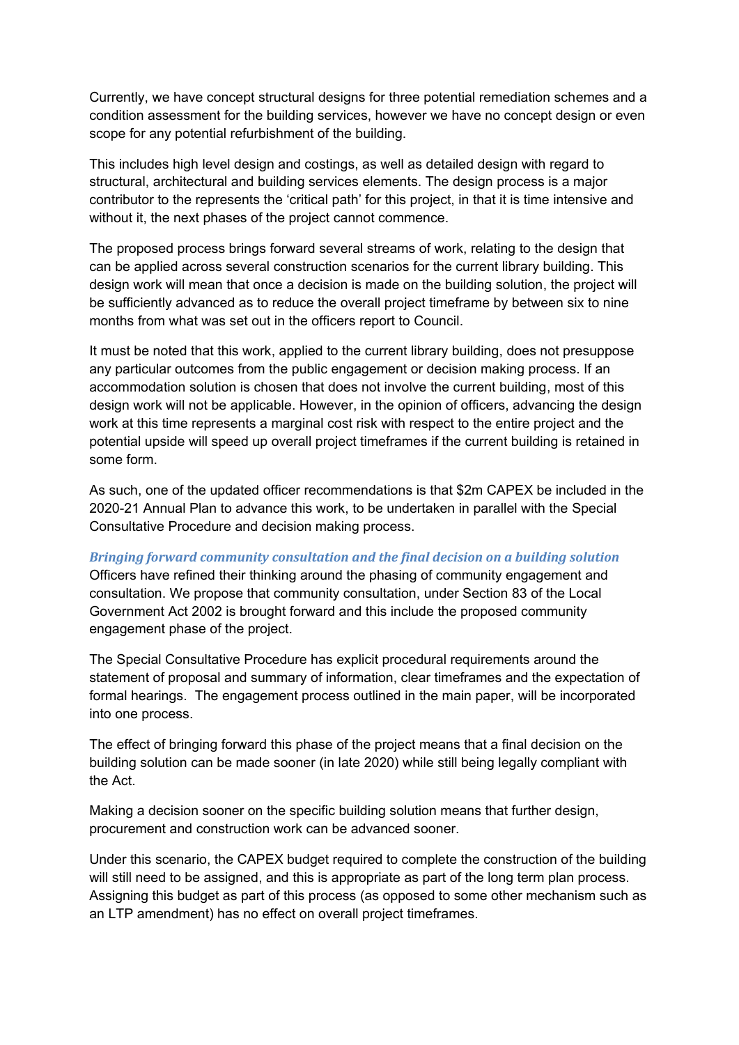Currently, we have concept structural designs for three potential remediation schemes and a condition assessment for the building services, however we have no concept design or even scope for any potential refurbishment of the building.

This includes high level design and costings, as well as detailed design with regard to structural, architectural and building services elements. The design process is a major contributor to the represents the 'critical path' for this project, in that it is time intensive and without it, the next phases of the project cannot commence.

The proposed process brings forward several streams of work, relating to the design that can be applied across several construction scenarios for the current library building. This design work will mean that once a decision is made on the building solution, the project will be sufficiently advanced as to reduce the overall project timeframe by between six to nine months from what was set out in the officers report to Council.

It must be noted that this work, applied to the current library building, does not presuppose any particular outcomes from the public engagement or decision making process. If an accommodation solution is chosen that does not involve the current building, most of this design work will not be applicable. However, in the opinion of officers, advancing the design work at this time represents a marginal cost risk with respect to the entire project and the potential upside will speed up overall project timeframes if the current building is retained in some form.

As such, one of the updated officer recommendations is that $2m CAPEX be included in the 2020-21 Annual Plan to advance this work, to be undertaken in parallel with the Special Consultative Procedure and decision making process.

### *Bringing forward community consultation and the final decision on a building solution*

Officers have refined their thinking around the phasing of community engagement and consultation. We propose that community consultation, under Section 83 of the Local Government Act 2002 is brought forward and this include the proposed community engagement phase of the project.

The Special Consultative Procedure has explicit procedural requirements around the statement of proposal and summary of information, clear timeframes and the expectation of formal hearings. The engagement process outlined in the main paper, will be incorporated into one process.

The effect of bringing forward this phase of the project means that a final decision on the building solution can be made sooner (in late 2020) while still being legally compliant with the Act.

Making a decision sooner on the specific building solution means that further design, procurement and construction work can be advanced sooner.

Under this scenario, the CAPEX budget required to complete the construction of the building will still need to be assigned, and this is appropriate as part of the long term plan process. Assigning this budget as part of this process (as opposed to some other mechanism such as an LTP amendment) has no effect on overall project timeframes.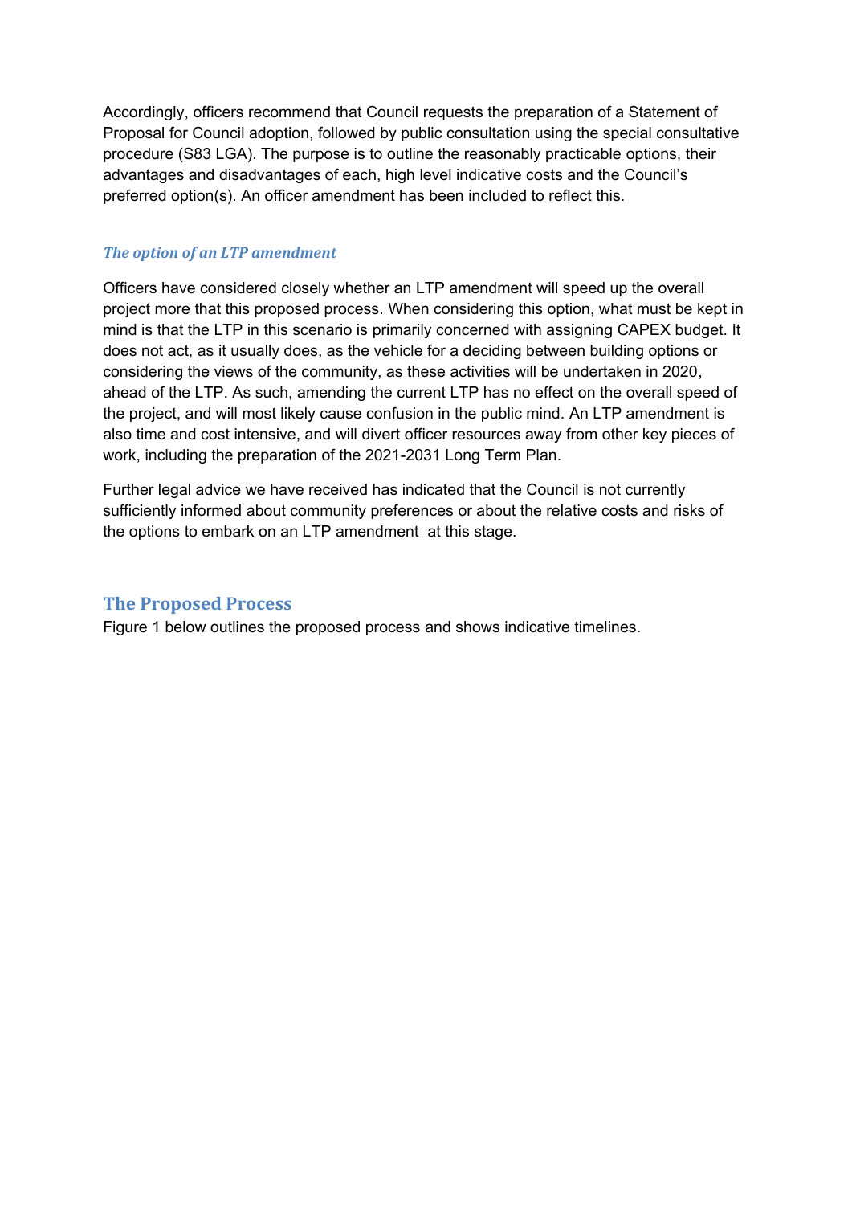Accordingly, officers recommend that Council requests the preparation of a Statement of Proposal for Council adoption, followed by public consultation using the special consultative procedure (S83 LGA). The purpose is to outline the reasonably practicable options, their advantages and disadvantages of each, high level indicative costs and the Council's preferred option(s). An officer amendment has been included to reflect this.

### *The option of an LTP amendment*

Officers have considered closely whether an LTP amendment will speed up the overall project more that this proposed process. When considering this option, what must be kept in mind is that the LTP in this scenario is primarily concerned with assigning CAPEX budget. It does not act, as it usually does, as the vehicle for a deciding between building options or considering the views of the community, as these activities will be undertaken in 2020, ahead of the LTP. As such, amending the current LTP has no effect on the overall speed of the project, and will most likely cause confusion in the public mind. An LTP amendment is also time and cost intensive, and will divert officer resources away from other key pieces of work, including the preparation of the 2021-2031 Long Term Plan.

Further legal advice we have received has indicated that the Council is not currently sufficiently informed about community preferences or about the relative costs and risks of the options to embark on an LTP amendment at this stage.

## The Proposed Process

Figure 1 below outlines the proposed process and shows indicative timelines.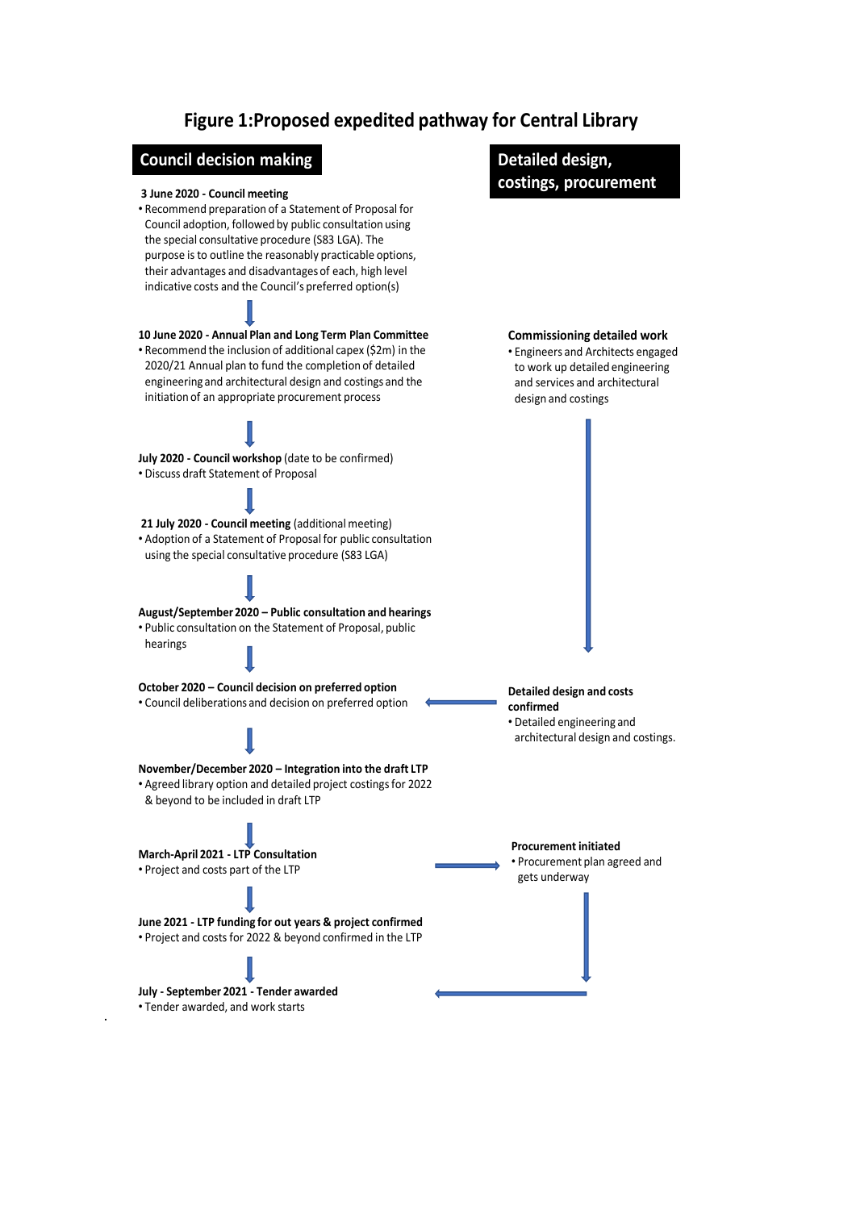# Figure 1:Proposed expedited pathway for Central Library

## Council decision making

**3 June 2020 - Council meeting**
- Recommend preparation of a Statement of Proposal for Council adoption, followed by public consultation using the special consultative procedure (S83 LGA). The purpose is to outline the reasonably practicable options, their advantages and disadvantages of each, high level indicative costs and the Council's preferred option(s)

**10 June 2020 - Annual Plan and Long Term Plan Committee**
- Recommend the inclusion of additional capex ($2m) in the 2020/21 Annual plan to fund the completion of detailed engineering and architectural design and costings and the initiation of an appropriate procurement process

**July 2020 - Council workshop** (date to be confirmed)
- Discuss draft Statement of Proposal

**21 July 2020 - Council meeting** (additional meeting)
- Adoption of a Statement of Proposal for public consultation using the special consultative procedure (S83 LGA)

**August/September 2020 – Public consultation and hearings**
- Public consultation on the Statement of Proposal, public hearings

**October 2020 – Council decision on preferred option**
- Council deliberations and decision on preferred option

**November/December 2020 – Integration into the draft LTP**
- Agreed library option and detailed project costings for 2022 & beyond to be included in draft LTP

**March-April 2021 - LTP Consultation**
- Project and costs part of the LTP

**June 2021 - LTP funding for out years & project confirmed**
- Project and costs for 2022 & beyond confirmed in the LTP

**July - September 2021 - Tender awarded**
- Tender awarded, and work starts

## Detailed design, costings, procurement

**Commissioning detailed work**
- Engineers and Architects engaged to work up detailed engineering and services and architectural design and costings

**Detailed design and costs confirmed**
- Detailed engineering and architectural design and costings.

**Procurement initiated**
- Procurement plan agreed and gets underway